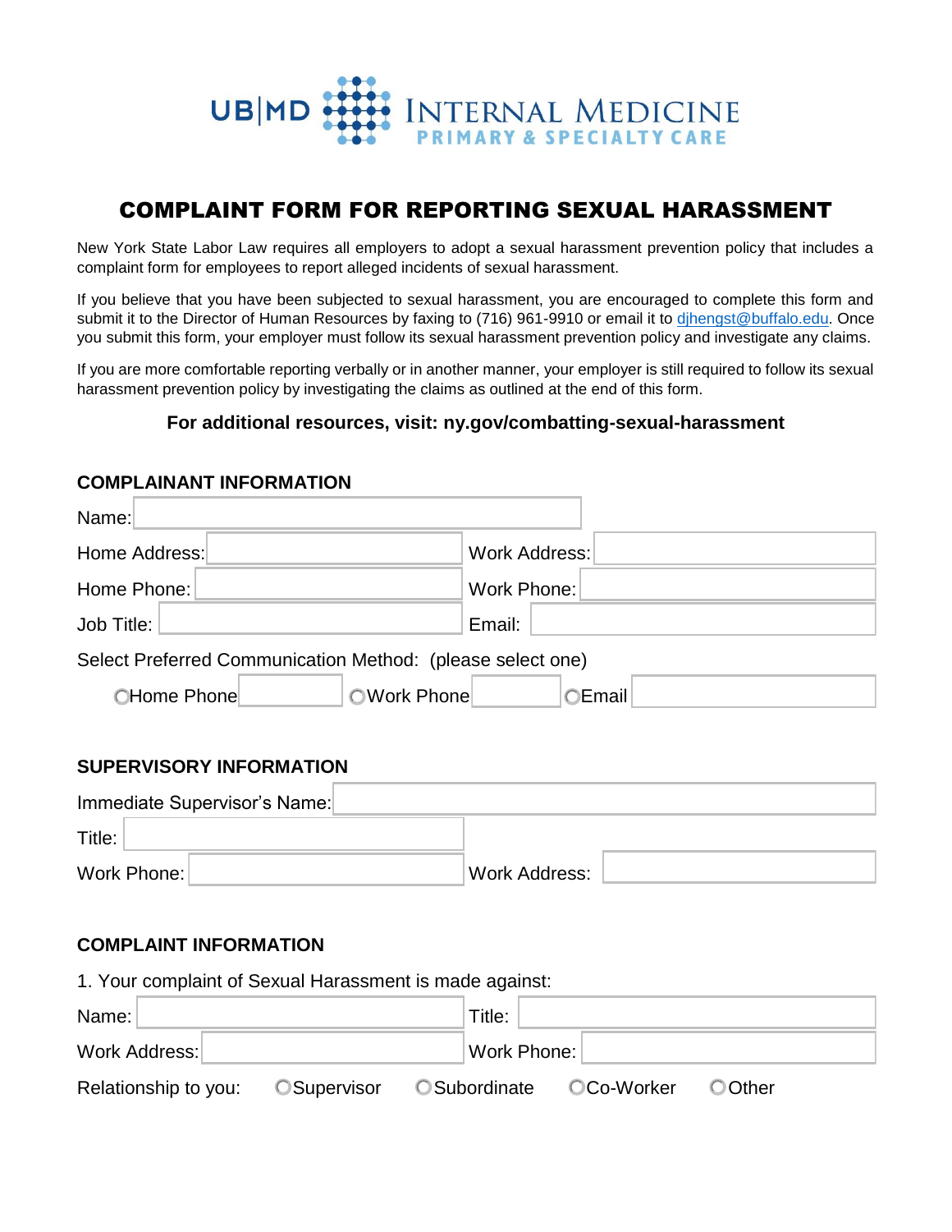UB|MD INTERNAL MEDICINE PRIMARY & SPECIALTY CARE

# COMPLAINT FORM FOR REPORTING SEXUAL HARASSMENT

New York State Labor Law requires all employers to adopt a sexual harassment prevention policy that includes a complaint form for employees to report alleged incidents of sexual harassment.

If you believe that you have been subjected to sexual harassment, you are encouraged to complete this form and submit it to the Director of Human Resources by faxing to (716) 961-9910 or email it to djhengst@buffalo.edu. Once you submit this form, your employer must follow its sexual harassment prevention policy and investigate any claims.

If you are more comfortable reporting verbally or in another manner, your employer is still required to follow its sexual harassment prevention policy by investigating the claims as outlined at the end of this form.

**For additional resources, visit: ny.gov/combatting-sexual-harassment**

## COMPLAINANT INFORMATION

Name: ______________________

Home Address: ______________________ Work Address: ______________________

Home Phone: ______________________ Work Phone: ______________________

Job Title: ______________________ Email: ______________________

Select Preferred Communication Method: (please select one)

○ Home Phone ________ ○ Work Phone ________ ○ Email ________

## SUPERVISORY INFORMATION

Immediate Supervisor's Name: ______________________

Title: ______________________

Work Phone: ______________________ Work Address: ______________________

## COMPLAINT INFORMATION

1. Your complaint of Sexual Harassment is made against:

Name: ______________________ Title: ______________________

Work Address: ______________________ Work Phone: ______________________

Relationship to you: ○ Supervisor ○ Subordinate ○ Co-Worker ○ Other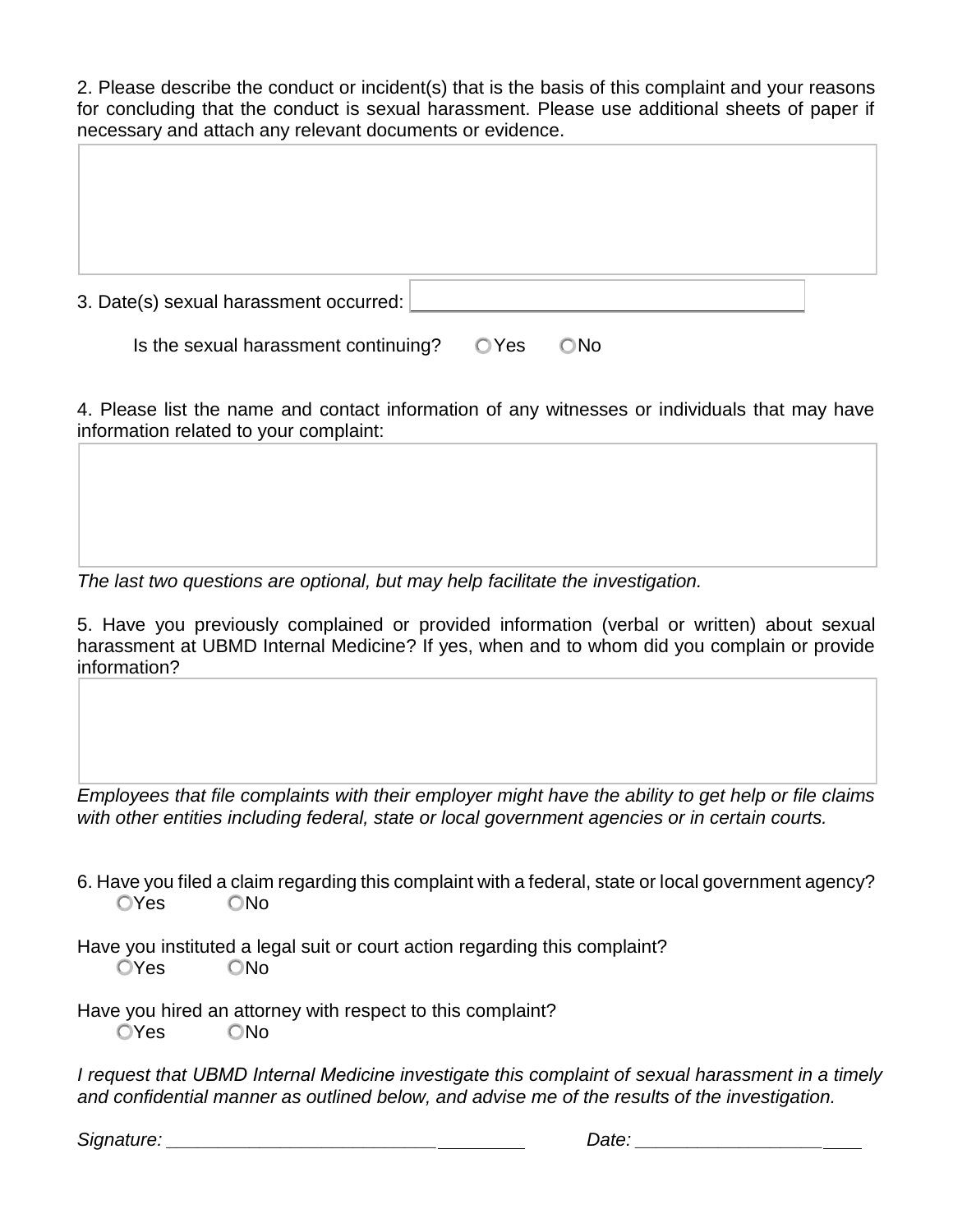2. Please describe the conduct or incident(s) that is the basis of this complaint and your reasons for concluding that the conduct is sexual harassment. Please use additional sheets of paper if necessary and attach any relevant documents or evidence.

3. Date(s) sexual harassment occurred: ____________________

Is the sexual harassment continuing? ○ Yes ○ No

4. Please list the name and contact information of any witnesses or individuals that may have information related to your complaint:

*The last two questions are optional, but may help facilitate the investigation.*

5. Have you previously complained or provided information (verbal or written) about sexual harassment at UBMD Internal Medicine? If yes, when and to whom did you complain or provide information?

*Employees that file complaints with their employer might have the ability to get help or file claims with other entities including federal, state or local government agencies or in certain courts.*

6. Have you filed a claim regarding this complaint with a federal, state or local government agency?
○ Yes ○ No

Have you instituted a legal suit or court action regarding this complaint?
○ Yes ○ No

Have you hired an attorney with respect to this complaint?
○ Yes ○ No

*I request that UBMD Internal Medicine investigate this complaint of sexual harassment in a timely and confidential manner as outlined below, and advise me of the results of the investigation.*

*Signature:* ____________________________________ *Date:* ______________________